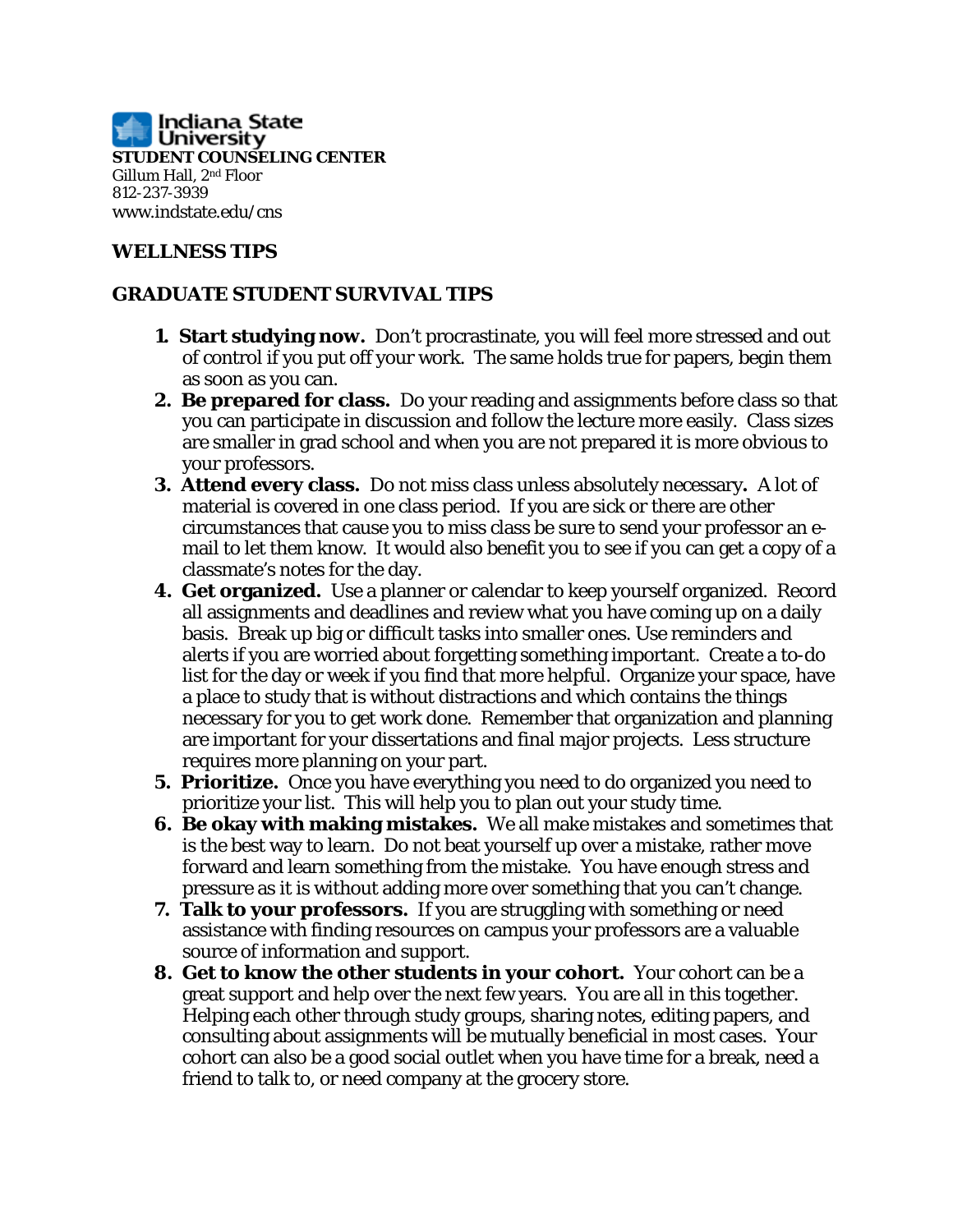Indiana State University

**STUDENT COUNSELING CENTER**

Gillum Hall, 2nd Floor
812-237-3939
www.indstate.edu/cns

## WELLNESS TIPS

## GRADUATE STUDENT SURVIVAL TIPS

1. **Start studying now.** Don't procrastinate, you will feel more stressed and out of control if you put off your work. The same holds true for papers, begin them as soon as you can.
2. **Be prepared for class.** Do your reading and assignments before class so that you can participate in discussion and follow the lecture more easily. Class sizes are smaller in grad school and when you are not prepared it is more obvious to your professors.
3. **Attend every class.** Do not miss class unless absolutely necessary**.** A lot of material is covered in one class period. If you are sick or there are other circumstances that cause you to miss class be sure to send your professor an e-mail to let them know. It would also benefit you to see if you can get a copy of a classmate's notes for the day.
4. **Get organized.** Use a planner or calendar to keep yourself organized. Record all assignments and deadlines and review what you have coming up on a daily basis. Break up big or difficult tasks into smaller ones. Use reminders and alerts if you are worried about forgetting something important. Create a to-do list for the day or week if you find that more helpful. Organize your space, have a place to study that is without distractions and which contains the things necessary for you to get work done. Remember that organization and planning are important for your dissertations and final major projects. Less structure requires more planning on your part.
5. **Prioritize.** Once you have everything you need to do organized you need to prioritize your list. This will help you to plan out your study time.
6. **Be okay with making mistakes.** We all make mistakes and sometimes that is the best way to learn. Do not beat yourself up over a mistake, rather move forward and learn something from the mistake. You have enough stress and pressure as it is without adding more over something that you can't change.
7. **Talk to your professors.** If you are struggling with something or need assistance with finding resources on campus your professors are a valuable source of information and support.
8. **Get to know the other students in your cohort.** Your cohort can be a great support and help over the next few years. You are all in this together. Helping each other through study groups, sharing notes, editing papers, and consulting about assignments will be mutually beneficial in most cases. Your cohort can also be a good social outlet when you have time for a break, need a friend to talk to, or need company at the grocery store.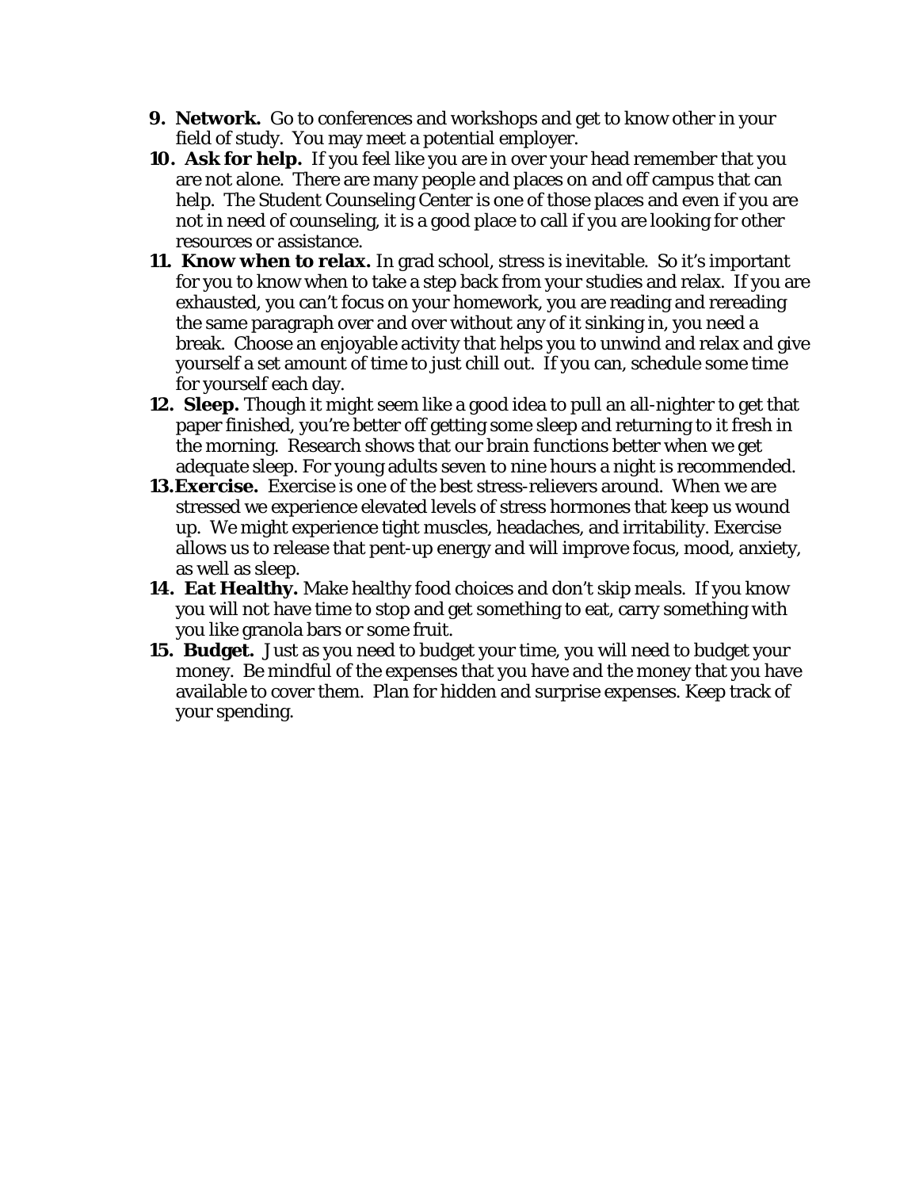9. **Network.** Go to conferences and workshops and get to know other in your field of study. You may meet a potential employer.
10. **Ask for help.** If you feel like you are in over your head remember that you are not alone. There are many people and places on and off campus that can help. The Student Counseling Center is one of those places and even if you are not in need of counseling, it is a good place to call if you are looking for other resources or assistance.
11. **Know when to relax.** In grad school, stress is inevitable. So it's important for you to know when to take a step back from your studies and relax. If you are exhausted, you can't focus on your homework, you are reading and rereading the same paragraph over and over without any of it sinking in, you need a break. Choose an enjoyable activity that helps you to unwind and relax and give yourself a set amount of time to just chill out. If you can, schedule some time for yourself each day.
12. **Sleep.** Though it might seem like a good idea to pull an all-nighter to get that paper finished, you're better off getting some sleep and returning to it fresh in the morning. Research shows that our brain functions better when we get adequate sleep. For young adults seven to nine hours a night is recommended.
13. **Exercise.** Exercise is one of the best stress-relievers around. When we are stressed we experience elevated levels of stress hormones that keep us wound up. We might experience tight muscles, headaches, and irritability. Exercise allows us to release that pent-up energy and will improve focus, mood, anxiety, as well as sleep.
14. **Eat Healthy.** Make healthy food choices and don't skip meals. If you know you will not have time to stop and get something to eat, carry something with you like granola bars or some fruit.
15. **Budget.** Just as you need to budget your time, you will need to budget your money. Be mindful of the expenses that you have and the money that you have available to cover them. Plan for hidden and surprise expenses. Keep track of your spending.